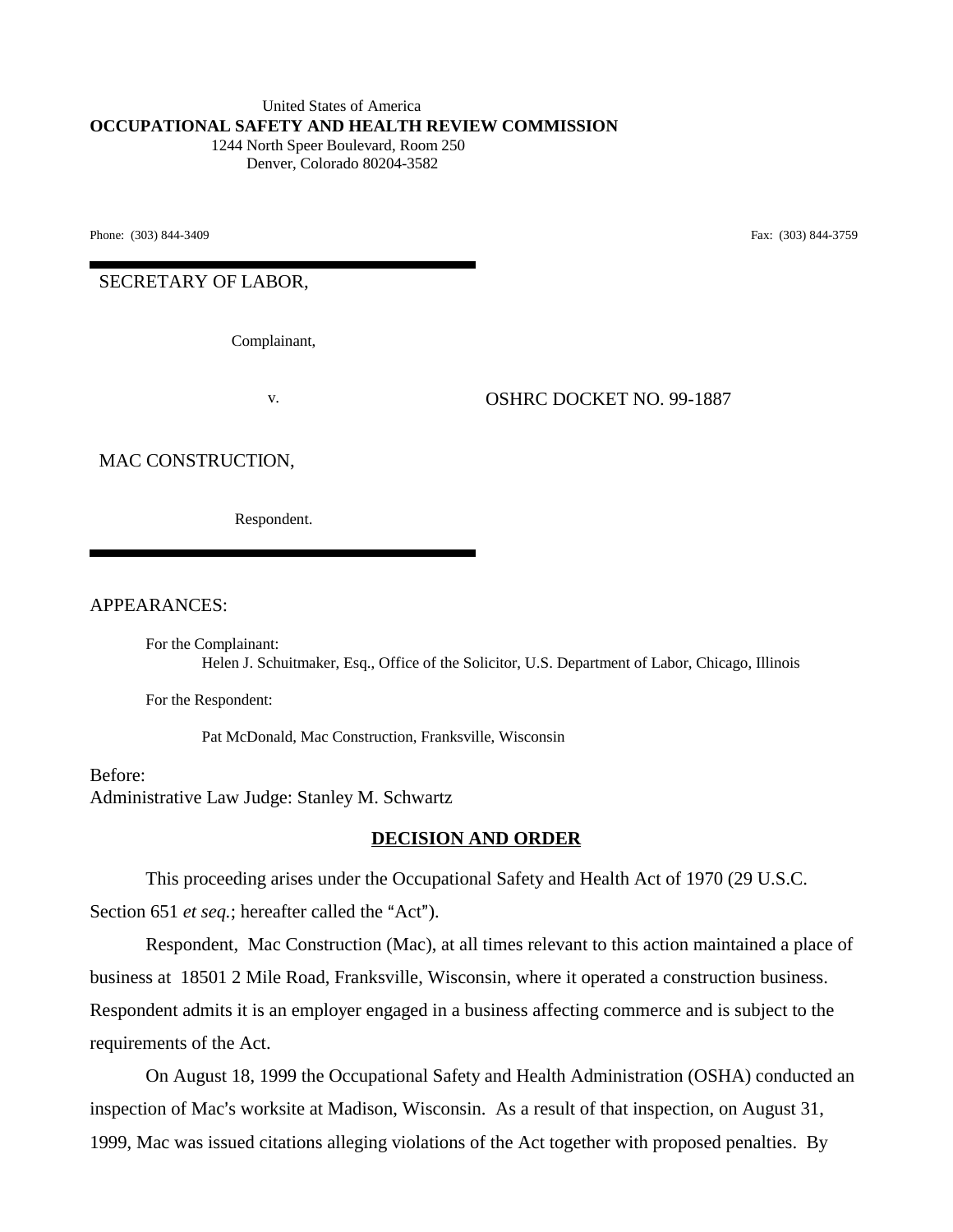United States of America
**OCCUPATIONAL SAFETY AND HEALTH REVIEW COMMISSION**
1244 North Speer Boulevard, Room 250
Denver, Colorado 80204-3582

Phone: (303) 844-3409 Fax: (303) 844-3759

SECRETARY OF LABOR,

Complainant,

v. OSHRC DOCKET NO. 99-1887

MAC CONSTRUCTION,

Respondent.

APPEARANCES:

For the Complainant:
Helen J. Schuitmaker, Esq., Office of the Solicitor, U.S. Department of Labor, Chicago, Illinois

For the Respondent:

Pat McDonald, Mac Construction, Franksville, Wisconsin

Before:
Administrative Law Judge: Stanley M. Schwartz

## DECISION AND ORDER

This proceeding arises under the Occupational Safety and Health Act of 1970 (29 U.S.C. Section 651 *et seq.*; hereafter called the "Act").

Respondent, Mac Construction (Mac), at all times relevant to this action maintained a place of business at 18501 2 Mile Road, Franksville, Wisconsin, where it operated a construction business. Respondent admits it is an employer engaged in a business affecting commerce and is subject to the requirements of the Act.

On August 18, 1999 the Occupational Safety and Health Administration (OSHA) conducted an inspection of Mac's worksite at Madison, Wisconsin. As a result of that inspection, on August 31, 1999, Mac was issued citations alleging violations of the Act together with proposed penalties. By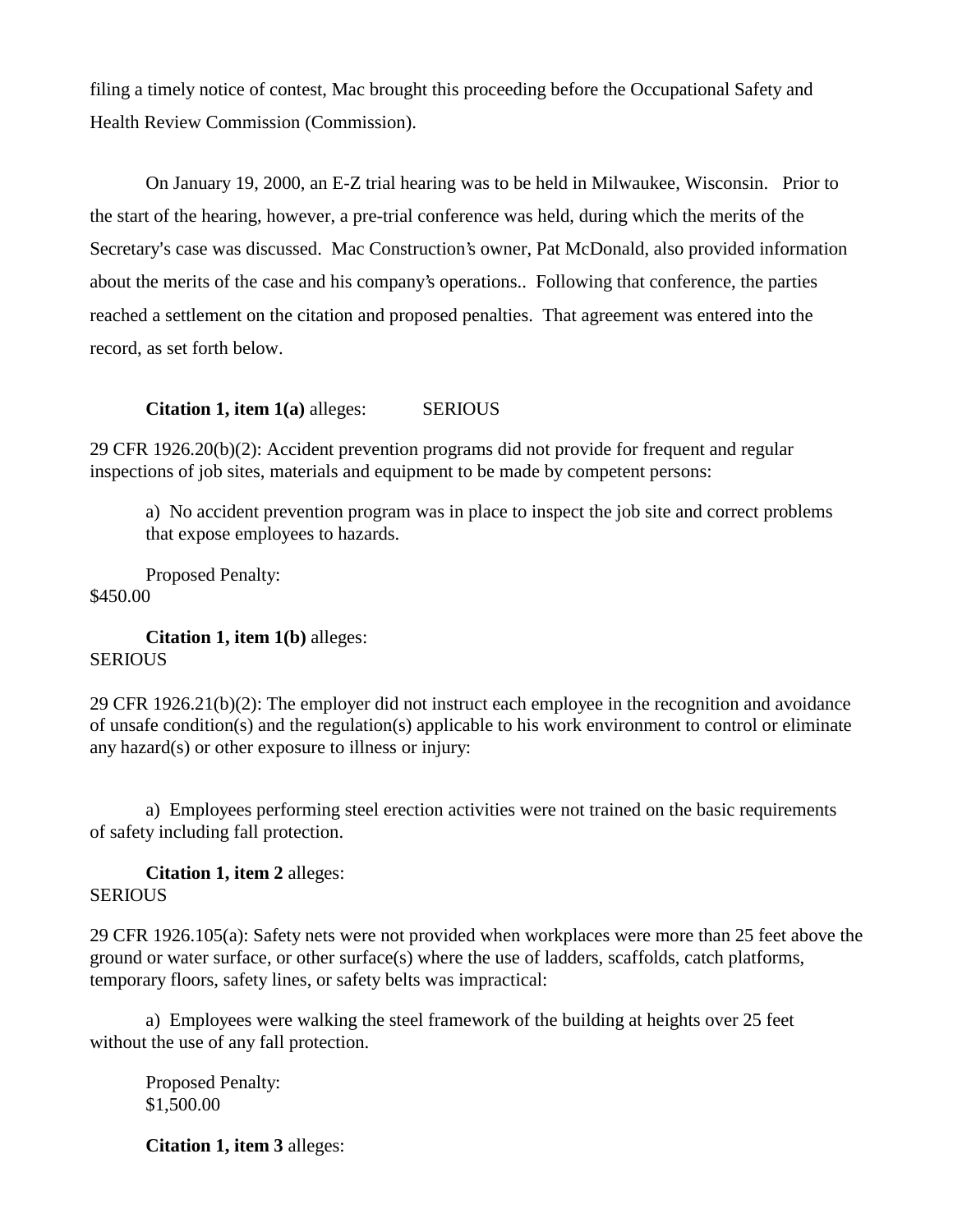filing a timely notice of contest, Mac brought this proceeding before the Occupational Safety and Health Review Commission (Commission).

On January 19, 2000, an E-Z trial hearing was to be held in Milwaukee, Wisconsin. Prior to the start of the hearing, however, a pre-trial conference was held, during which the merits of the Secretary's case was discussed. Mac Construction's owner, Pat McDonald, also provided information about the merits of the case and his company's operations.. Following that conference, the parties reached a settlement on the citation and proposed penalties. That agreement was entered into the record, as set forth below.

**Citation 1, item 1(a)** alleges: SERIOUS

29 CFR 1926.20(b)(2): Accident prevention programs did not provide for frequent and regular inspections of job sites, materials and equipment to be made by competent persons:

a) No accident prevention program was in place to inspect the job site and correct problems that expose employees to hazards.

Proposed Penalty:
$450.00

**Citation 1, item 1(b)** alleges:
SERIOUS

29 CFR 1926.21(b)(2): The employer did not instruct each employee in the recognition and avoidance of unsafe condition(s) and the regulation(s) applicable to his work environment to control or eliminate any hazard(s) or other exposure to illness or injury:

a) Employees performing steel erection activities were not trained on the basic requirements of safety including fall protection.

**Citation 1, item 2** alleges:
SERIOUS

29 CFR 1926.105(a): Safety nets were not provided when workplaces were more than 25 feet above the ground or water surface, or other surface(s) where the use of ladders, scaffolds, catch platforms, temporary floors, safety lines, or safety belts was impractical:

a) Employees were walking the steel framework of the building at heights over 25 feet without the use of any fall protection.

Proposed Penalty:
$1,500.00

**Citation 1, item 3** alleges: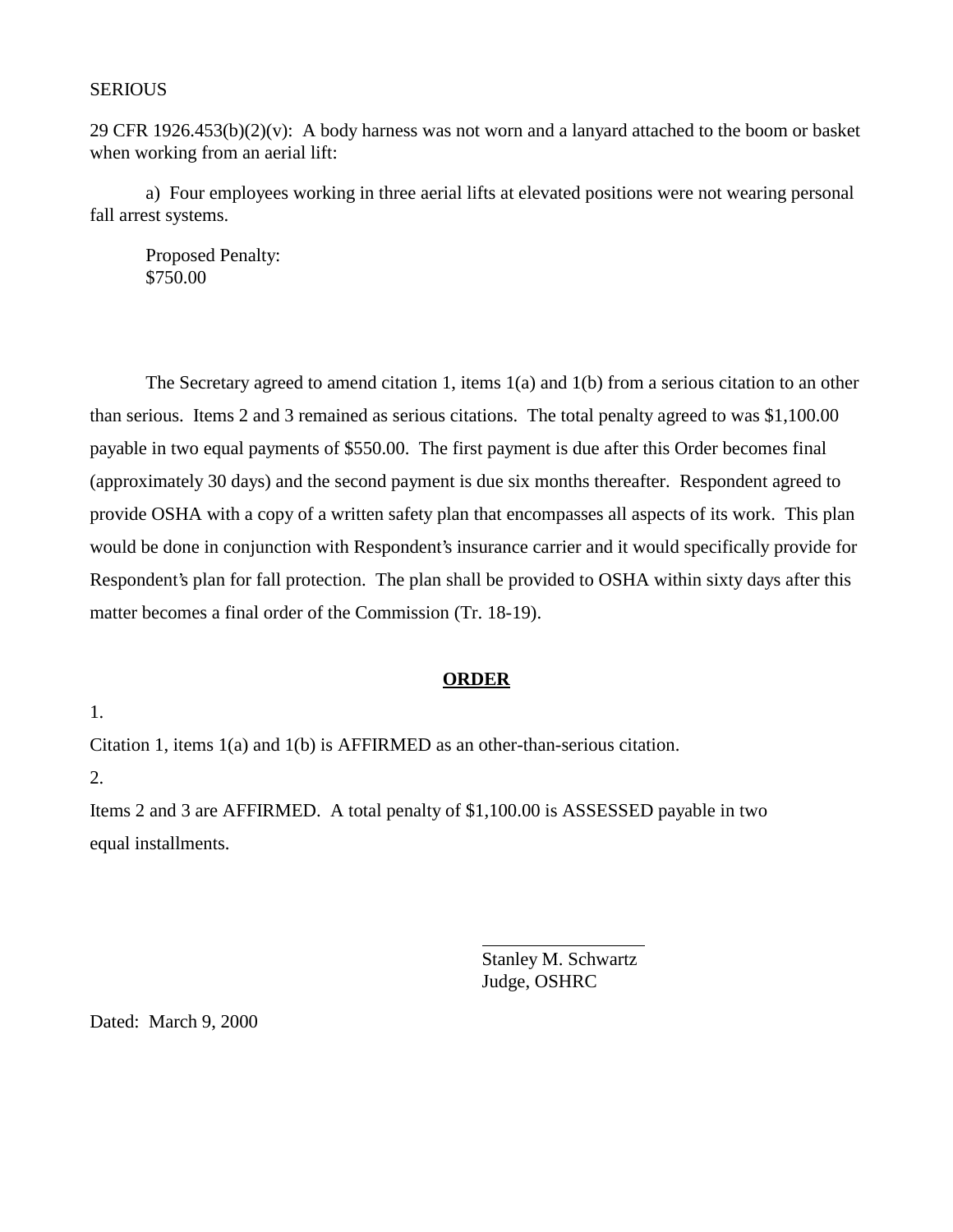SERIOUS

29 CFR 1926.453(b)(2)(v): A body harness was not worn and a lanyard attached to the boom or basket when working from an aerial lift:

a) Four employees working in three aerial lifts at elevated positions were not wearing personal fall arrest systems.

Proposed Penalty:
$750.00

The Secretary agreed to amend citation 1, items 1(a) and 1(b) from a serious citation to an other than serious. Items 2 and 3 remained as serious citations. The total penalty agreed to was $1,100.00 payable in two equal payments of $550.00. The first payment is due after this Order becomes final (approximately 30 days) and the second payment is due six months thereafter. Respondent agreed to provide OSHA with a copy of a written safety plan that encompasses all aspects of its work. This plan would be done in conjunction with Respondent's insurance carrier and it would specifically provide for Respondent's plan for fall protection. The plan shall be provided to OSHA within sixty days after this matter becomes a final order of the Commission (Tr. 18-19).

**ORDER**

1.

Citation 1, items 1(a) and 1(b) is AFFIRMED as an other-than-serious citation.

2.

Items 2 and 3 are AFFIRMED. A total penalty of $1,100.00 is ASSESSED payable in two equal installments.

Stanley M. Schwartz
Judge, OSHRC

Dated: March 9, 2000